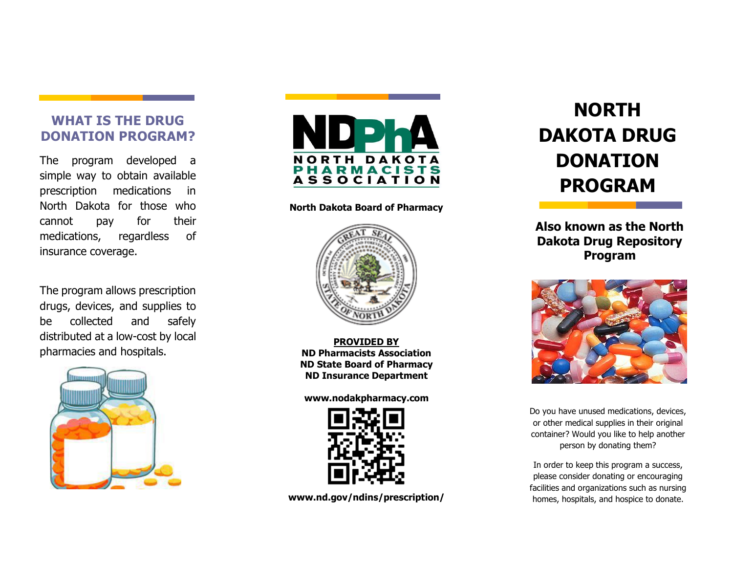## WHAT IS THE DRUG DONATION PROGRAM?

The program developed a simple way to obtain available prescription medications in North Dakota for those who cannot pay for their medications, regardless of insurance coverage.

The program allows prescription drugs, devices, and supplies to be collected and safely distributed at a low-cost by local pharmacies and hospitals.

NDPhA
NORTH DAKOTA PHARMACISTS ASSOCIATION

**North Dakota Board of Pharmacy**

**PROVIDED BY**
**ND Pharmacists Association**
**ND State Board of Pharmacy**
**ND Insurance Department**

**www.nodakpharmacy.com**

**www.nd.gov/ndins/prescription/**

# NORTH DAKOTA DRUG DONATION PROGRAM

**Also known as the North Dakota Drug Repository Program**

Do you have unused medications, devices, or other medical supplies in their original container? Would you like to help another person by donating them?

In order to keep this program a success, please consider donating or encouraging facilities and organizations such as nursing homes, hospitals, and hospice to donate.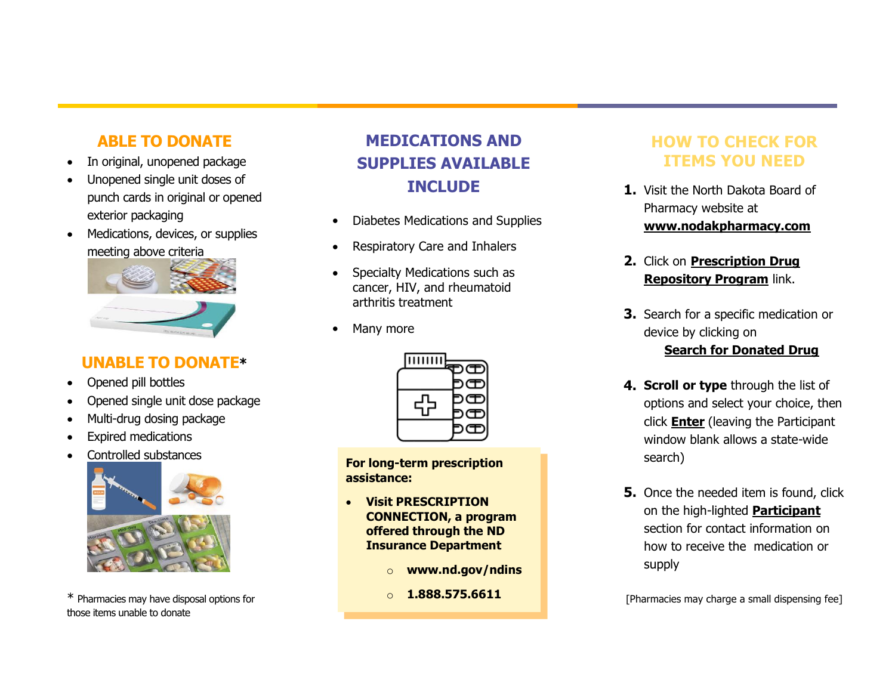## ABLE TO DONATE

- In original, unopened package
- Unopened single unit doses of punch cards in original or opened exterior packaging
- Medications, devices, or supplies meeting above criteria

## UNABLE TO DONATE*

- Opened pill bottles
- Opened single unit dose package
- Multi-drug dosing package
- Expired medications
- Controlled substances

* Pharmacies may have disposal options for those items unable to donate

## MEDICATIONS AND SUPPLIES AVAILABLE INCLUDE

- Diabetes Medications and Supplies
- Respiratory Care and Inhalers
- Specialty Medications such as cancer, HIV, and rheumatoid arthritis treatment
- Many more

**For long-term prescription assistance:**

- **Visit PRESCRIPTION CONNECTION, a program offered through the ND Insurance Department**
  - **www.nd.gov/ndins**
  - **1.888.575.6611**

## HOW TO CHECK FOR ITEMS YOU NEED

1. Visit the North Dakota Board of Pharmacy website at **www.nodakpharmacy.com**
2. Click on **Prescription Drug Repository Program** link.
3. Search for a specific medication or device by clicking on **Search for Donated Drug**
4. **Scroll or type** through the list of options and select your choice, then click **Enter** (leaving the Participant window blank allows a state-wide search)
5. Once the needed item is found, click on the high-lighted **Participant** section for contact information on how to receive the medication or supply

[Pharmacies may charge a small dispensing fee]